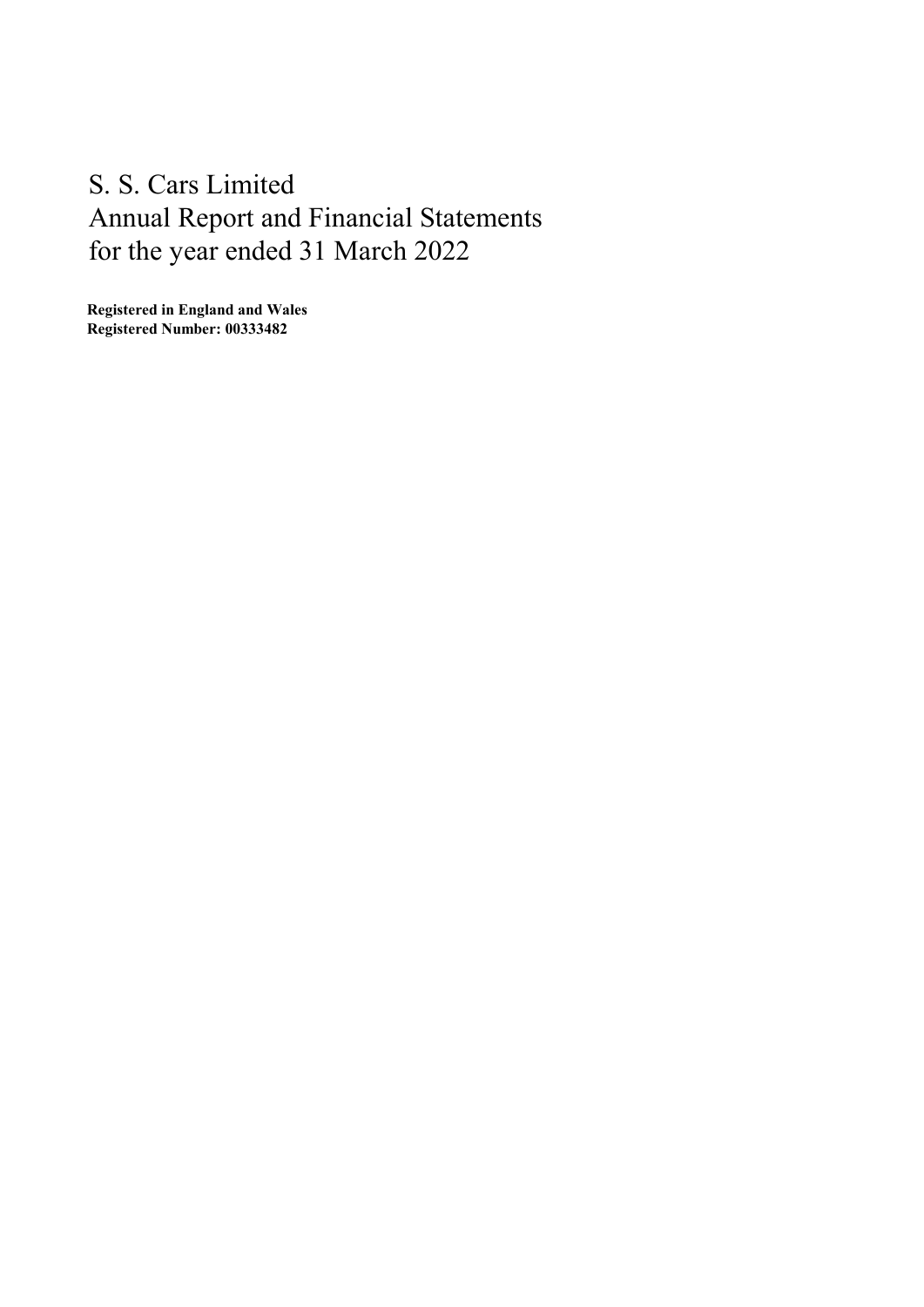# S. S. Cars Limited
# Annual Report and Financial Statements
# for the year ended 31 March 2022

**Registered in England and Wales**
**Registered Number: 00333482**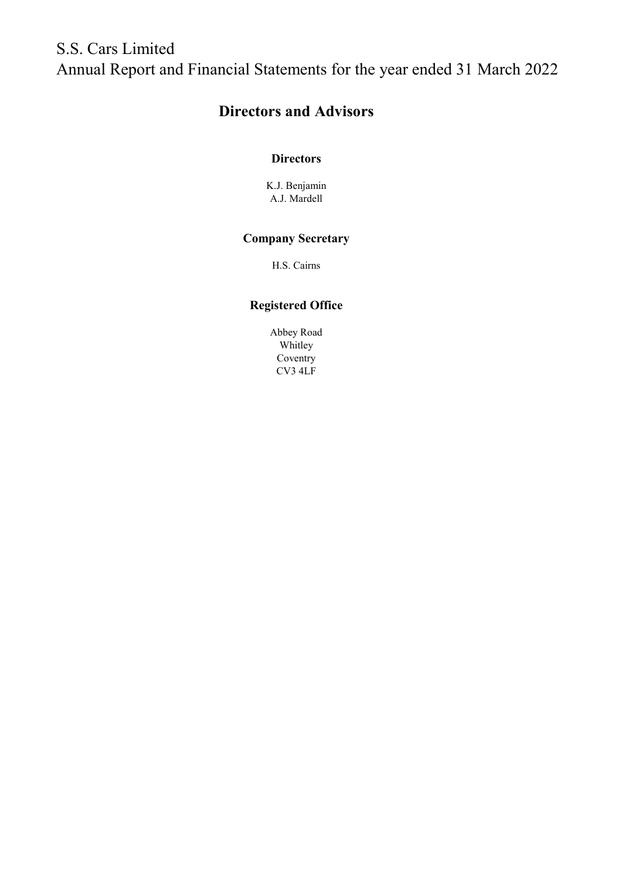# S.S. Cars Limited
# Annual Report and Financial Statements for the year ended 31 March 2022

## Directors and Advisors

### Directors

K.J. Benjamin
A.J. Mardell

### Company Secretary

H.S. Cairns

### Registered Office

Abbey Road
Whitley
Coventry
CV3 4LF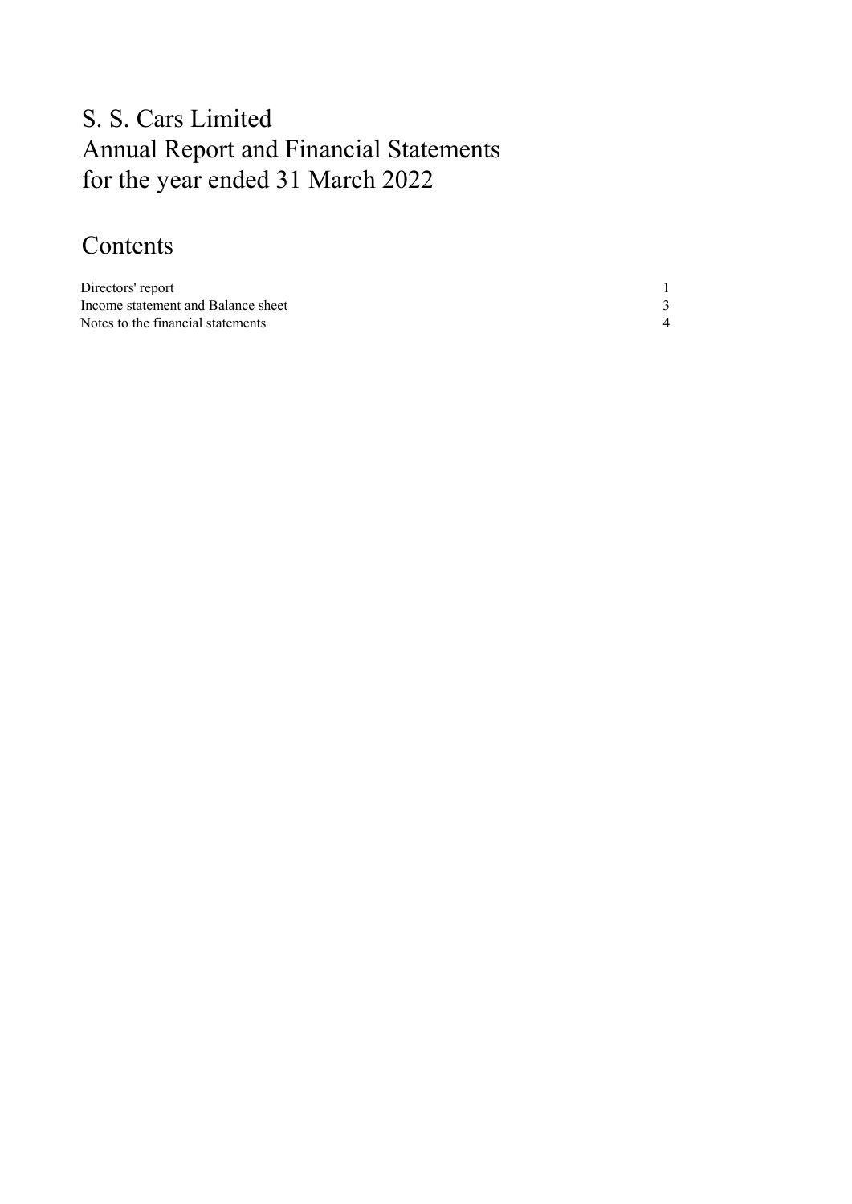# S. S. Cars Limited
# Annual Report and Financial Statements
# for the year ended 31 March 2022

## Contents

| | |
|---|---|
| Directors' report | 1 |
| Income statement and Balance sheet | 3 |
| Notes to the financial statements | 4 |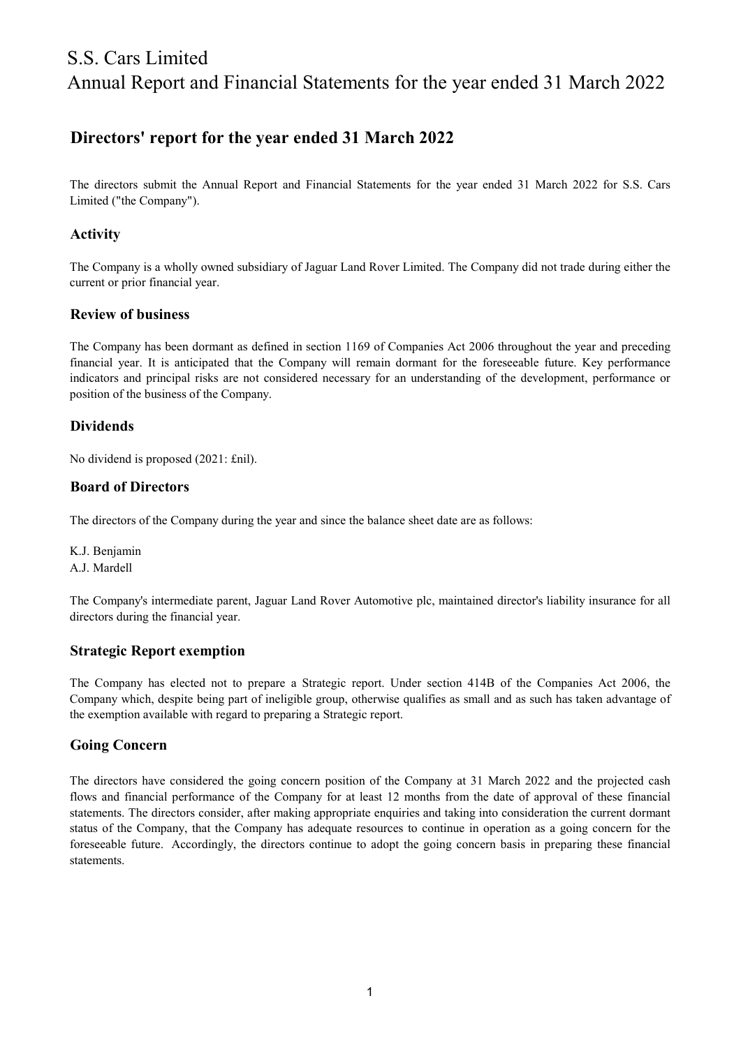## Directors' report for the year ended 31 March 2022

The directors submit the Annual Report and Financial Statements for the year ended 31 March 2022 for S.S. Cars Limited ("the Company").

### Activity

The Company is a wholly owned subsidiary of Jaguar Land Rover Limited. The Company did not trade during either the current or prior financial year.

### Review of business

The Company has been dormant as defined in section 1169 of Companies Act 2006 throughout the year and preceding financial year. It is anticipated that the Company will remain dormant for the foreseeable future. Key performance indicators and principal risks are not considered necessary for an understanding of the development, performance or position of the business of the Company.

### Dividends

No dividend is proposed (2021: £nil).

### Board of Directors

The directors of the Company during the year and since the balance sheet date are as follows:

K.J. Benjamin
A.J. Mardell

The Company's intermediate parent, Jaguar Land Rover Automotive plc, maintained director's liability insurance for all directors during the financial year.

### Strategic Report exemption

The Company has elected not to prepare a Strategic report. Under section 414B of the Companies Act 2006, the Company which, despite being part of ineligible group, otherwise qualifies as small and as such has taken advantage of the exemption available with regard to preparing a Strategic report.

### Going Concern

The directors have considered the going concern position of the Company at 31 March 2022 and the projected cash flows and financial performance of the Company for at least 12 months from the date of approval of these financial statements. The directors consider, after making appropriate enquiries and taking into consideration the current dormant status of the Company, that the Company has adequate resources to continue in operation as a going concern for the foreseeable future. Accordingly, the directors continue to adopt the going concern basis in preparing these financial statements.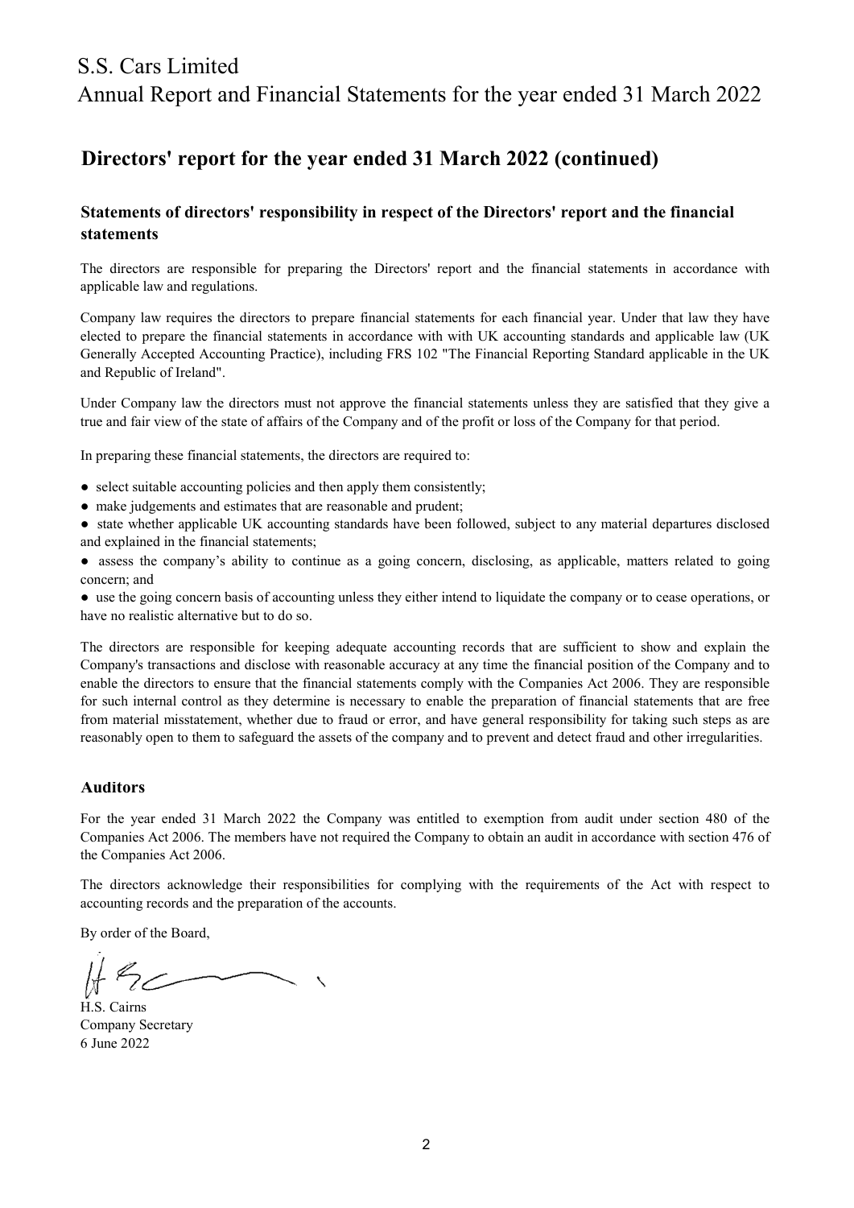## Directors' report for the year ended 31 March 2022 (continued)

### Statements of directors' responsibility in respect of the Directors' report and the financial statements

The directors are responsible for preparing the Directors' report and the financial statements in accordance with applicable law and regulations.

Company law requires the directors to prepare financial statements for each financial year. Under that law they have elected to prepare the financial statements in accordance with with UK accounting standards and applicable law (UK Generally Accepted Accounting Practice), including FRS 102 "The Financial Reporting Standard applicable in the UK and Republic of Ireland".

Under Company law the directors must not approve the financial statements unless they are satisfied that they give a true and fair view of the state of affairs of the Company and of the profit or loss of the Company for that period.

In preparing these financial statements, the directors are required to:

- select suitable accounting policies and then apply them consistently;
- make judgements and estimates that are reasonable and prudent;
- state whether applicable UK accounting standards have been followed, subject to any material departures disclosed and explained in the financial statements;
- assess the company's ability to continue as a going concern, disclosing, as applicable, matters related to going concern; and
- use the going concern basis of accounting unless they either intend to liquidate the company or to cease operations, or have no realistic alternative but to do so.

The directors are responsible for keeping adequate accounting records that are sufficient to show and explain the Company's transactions and disclose with reasonable accuracy at any time the financial position of the Company and to enable the directors to ensure that the financial statements comply with the Companies Act 2006. They are responsible for such internal control as they determine is necessary to enable the preparation of financial statements that are free from material misstatement, whether due to fraud or error, and have general responsibility for taking such steps as are reasonably open to them to safeguard the assets of the company and to prevent and detect fraud and other irregularities.

### Auditors

For the year ended 31 March 2022 the Company was entitled to exemption from audit under section 480 of the Companies Act 2006. The members have not required the Company to obtain an audit in accordance with section 476 of the Companies Act 2006.

The directors acknowledge their responsibilities for complying with the requirements of the Act with respect to accounting records and the preparation of the accounts.

By order of the Board,

H.S. Cairns
Company Secretary
6 June 2022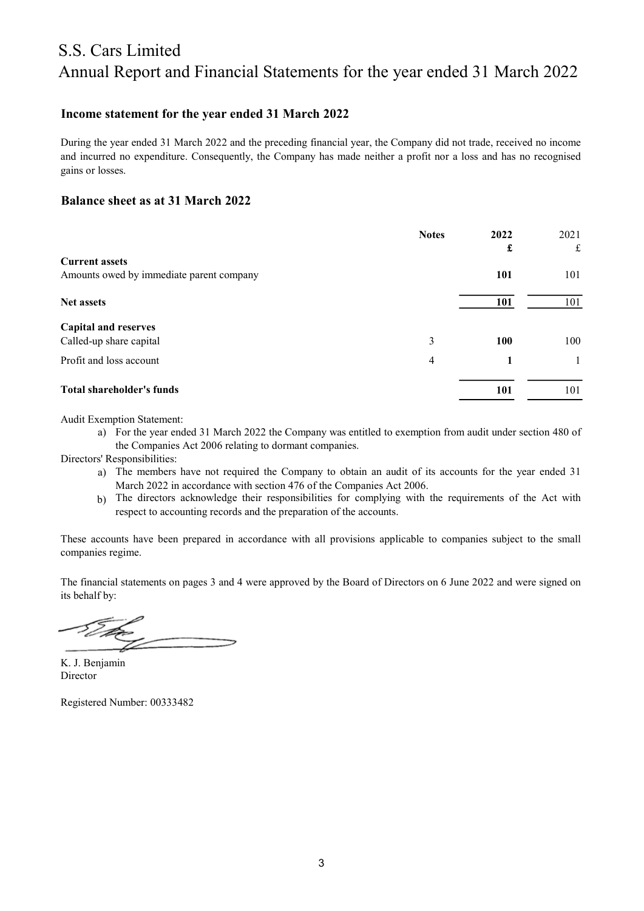# S.S. Cars Limited

## Annual Report and Financial Statements for the year ended 31 March 2022

### Income statement for the year ended 31 March 2022

During the year ended 31 March 2022 and the preceding financial year, the Company did not trade, received no income and incurred no expenditure. Consequently, the Company has made neither a profit nor a loss and has no recognised gains or losses.

### Balance sheet as at 31 March 2022

| | Notes | 2022 | 2021 |
|---|---|---|---|
| | | **£** | £ |
| **Current assets** | | | |
| Amounts owed by immediate parent company | | **101** | 101 |
| **Net assets** | | **101** | 101 |
| **Capital and reserves** | | | |
| Called-up share capital | 3 | **100** | 100 |
| Profit and loss account | 4 | **1** | 1 |
| **Total shareholder's funds** | | **101** | 101 |

Audit Exemption Statement:

a) For the year ended 31 March 2022 the Company was entitled to exemption from audit under section 480 of the Companies Act 2006 relating to dormant companies.

Directors' Responsibilities:

a) The members have not required the Company to obtain an audit of its accounts for the year ended 31 March 2022 in accordance with section 476 of the Companies Act 2006.

b) The directors acknowledge their responsibilities for complying with the requirements of the Act with respect to accounting records and the preparation of the accounts.

These accounts have been prepared in accordance with all provisions applicable to companies subject to the small companies regime.

The financial statements on pages 3 and 4 were approved by the Board of Directors on 6 June 2022 and were signed on its behalf by:

K. J. Benjamin
Director

Registered Number: 00333482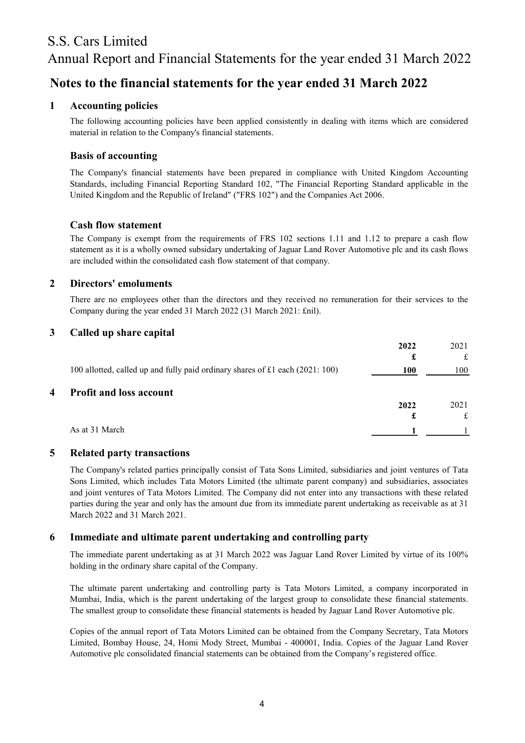# S.S. Cars Limited

Annual Report and Financial Statements for the year ended 31 March 2022

## Notes to the financial statements for the year ended 31 March 2022

### 1 Accounting policies

The following accounting policies have been applied consistently in dealing with items which are considered material in relation to the Company's financial statements.

#### Basis of accounting

The Company's financial statements have been prepared in compliance with United Kingdom Accounting Standards, including Financial Reporting Standard 102, "The Financial Reporting Standard applicable in the United Kingdom and the Republic of Ireland" ("FRS 102") and the Companies Act 2006.

#### Cash flow statement

The Company is exempt from the requirements of FRS 102 sections 1.11 and 1.12 to prepare a cash flow statement as it is a wholly owned subsidary undertaking of Jaguar Land Rover Automotive plc and its cash flows are included within the consolidated cash flow statement of that company.

### 2 Directors' emoluments

There are no employees other than the directors and they received no remuneration for their services to the Company during the year ended 31 March 2022 (31 March 2021: £nil).

### 3 Called up share capital

| | **2022** | 2021 |
|---|---|---|
| | **£** | £ |
| 100 allotted, called up and fully paid ordinary shares of £1 each (2021: 100) | **100** | 100 |

### 4 Profit and loss account

| | **2022** | 2021 |
|---|---|---|
| | **£** | £ |
| As at 31 March | **1** | 1 |

### 5 Related party transactions

The Company's related parties principally consist of Tata Sons Limited, subsidiaries and joint ventures of Tata Sons Limited, which includes Tata Motors Limited (the ultimate parent company) and subsidiaries, associates and joint ventures of Tata Motors Limited. The Company did not enter into any transactions with these related parties during the year and only has the amount due from its immediate parent undertaking as receivable as at 31 March 2022 and 31 March 2021.

### 6 Immediate and ultimate parent undertaking and controlling party

The immediate parent undertaking as at 31 March 2022 was Jaguar Land Rover Limited by virtue of its 100% holding in the ordinary share capital of the Company.

The ultimate parent undertaking and controlling party is Tata Motors Limited, a company incorporated in Mumbai, India, which is the parent undertaking of the largest group to consolidate these financial statements. The smallest group to consolidate these financial statements is headed by Jaguar Land Rover Automotive plc.

Copies of the annual report of Tata Motors Limited can be obtained from the Company Secretary, Tata Motors Limited, Bombay House, 24, Homi Mody Street, Mumbai - 400001, India. Copies of the Jaguar Land Rover Automotive plc consolidated financial statements can be obtained from the Company's registered office.